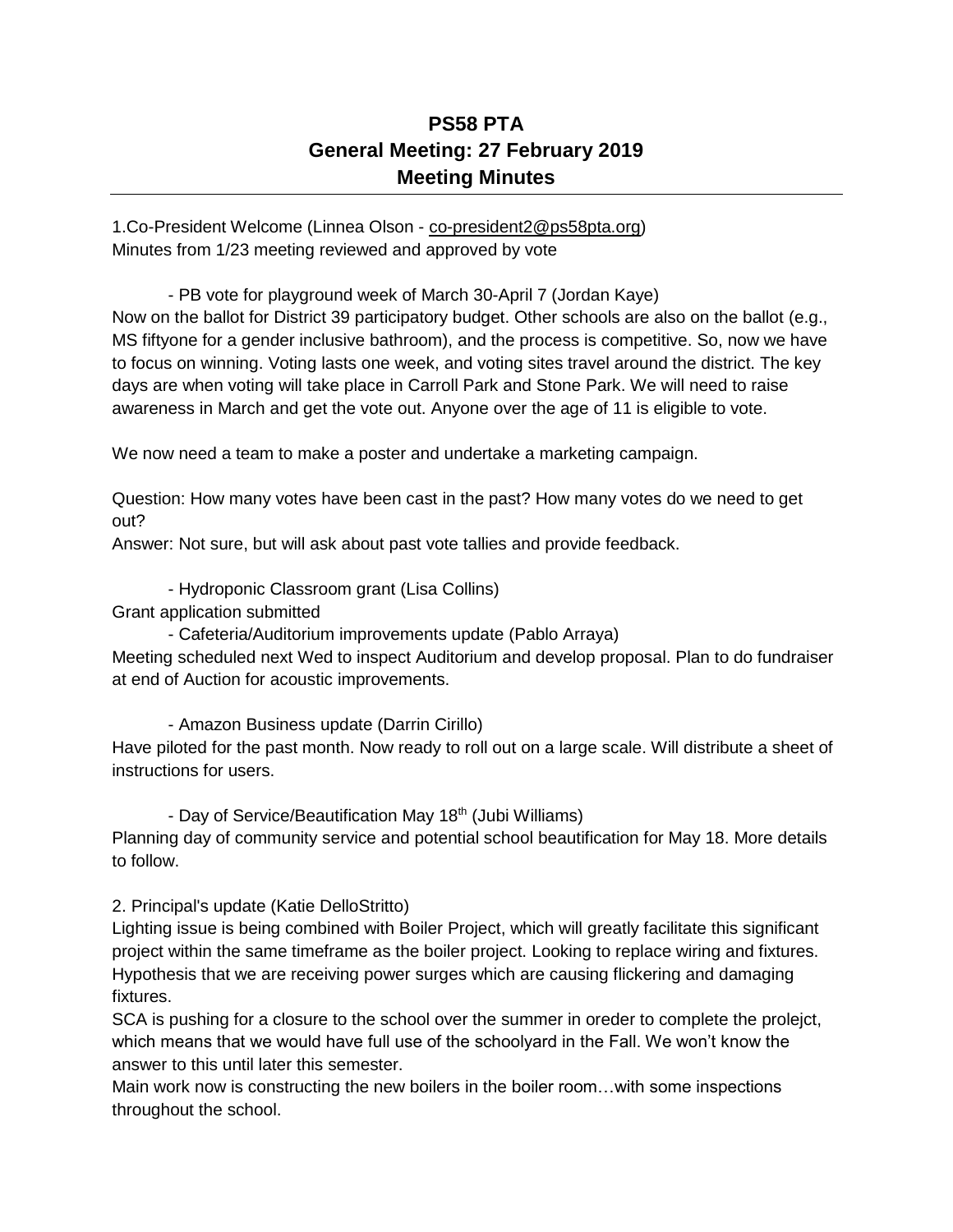# PS58 PTA
## General Meeting: 27 February 2019
## Meeting Minutes

---

1.Co-President Welcome (Linnea Olson - co-president2@ps58pta.org)
Minutes from 1/23 meeting reviewed and approved by vote

- PB vote for playground week of March 30-April 7 (Jordan Kaye)

Now on the ballot for District 39 participatory budget. Other schools are also on the ballot (e.g., MS fiftyone for a gender inclusive bathroom), and the process is competitive. So, now we have to focus on winning. Voting lasts one week, and voting sites travel around the district. The key days are when voting will take place in Carroll Park and Stone Park. We will need to raise awareness in March and get the vote out. Anyone over the age of 11 is eligible to vote.

We now need a team to make a poster and undertake a marketing campaign.

Question: How many votes have been cast in the past? How many votes do we need to get out?
Answer: Not sure, but will ask about past vote tallies and provide feedback.

- Hydroponic Classroom grant (Lisa Collins)

Grant application submitted

- Cafeteria/Auditorium improvements update (Pablo Arraya)

Meeting scheduled next Wed to inspect Auditorium and develop proposal. Plan to do fundraiser at end of Auction for acoustic improvements.

- Amazon Business update (Darrin Cirillo)

Have piloted for the past month. Now ready to roll out on a large scale. Will distribute a sheet of instructions for users.

- Day of Service/Beautification May 18th (Jubi Williams)

Planning day of community service and potential school beautification for May 18. More details to follow.

2. Principal's update (Katie DelloStritto)
Lighting issue is being combined with Boiler Project, which will greatly facilitate this significant project within the same timeframe as the boiler project. Looking to replace wiring and fixtures. Hypothesis that we are receiving power surges which are causing flickering and damaging fixtures.
SCA is pushing for a closure to the school over the summer in oreder to complete the prolejct, which means that we would have full use of the schoolyard in the Fall. We won't know the answer to this until later this semester.
Main work now is constructing the new boilers in the boiler room…with some inspections throughout the school.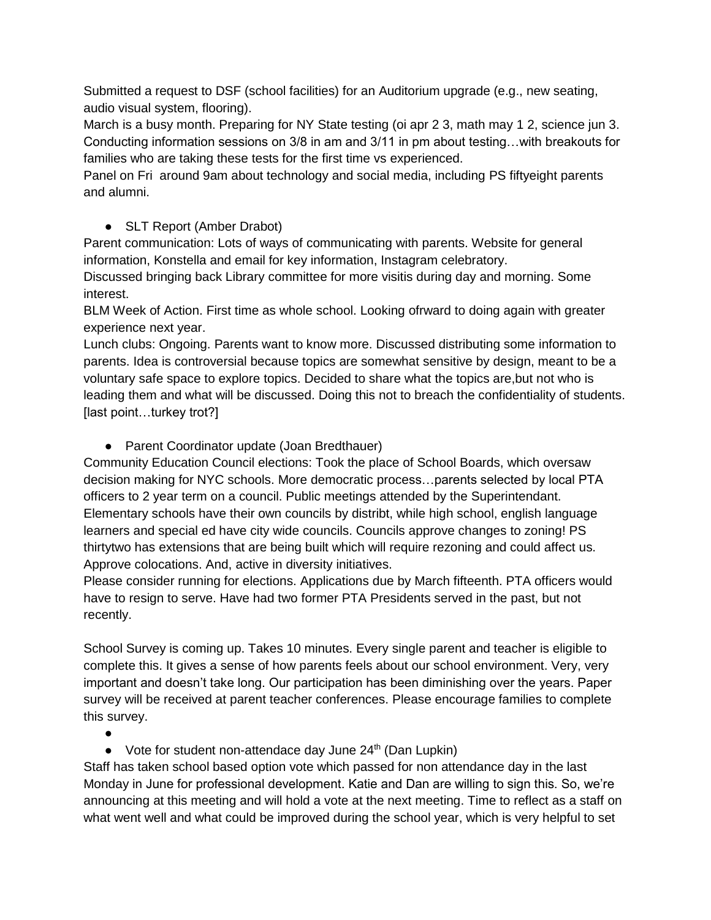Submitted a request to DSF (school facilities) for an Auditorium upgrade (e.g., new seating, audio visual system, flooring).

March is a busy month. Preparing for NY State testing (oi apr 2 3, math may 1 2, science jun 3. Conducting information sessions on 3/8 in am and 3/11 in pm about testing…with breakouts for families who are taking these tests for the first time vs experienced.

Panel on Fri  around 9am about technology and social media, including PS fiftyeight parents and alumni.

- SLT Report (Amber Drabot)

Parent communication: Lots of ways of communicating with parents. Website for general information, Konstella and email for key information, Instagram celebratory.

Discussed bringing back Library committee for more visitis during day and morning. Some interest.

BLM Week of Action. First time as whole school. Looking ofrward to doing again with greater experience next year.

Lunch clubs: Ongoing. Parents want to know more. Discussed distributing some information to parents. Idea is controversial because topics are somewhat sensitive by design, meant to be a voluntary safe space to explore topics. Decided to share what the topics are,but not who is leading them and what will be discussed. Doing this not to breach the confidentiality of students. [last point…turkey trot?]

- Parent Coordinator update (Joan Bredthauer)

Community Education Council elections: Took the place of School Boards, which oversaw decision making for NYC schools. More democratic process…parents selected by local PTA officers to 2 year term on a council. Public meetings attended by the Superintendant. Elementary schools have their own councils by distribt, while high school, english language learners and special ed have city wide councils. Councils approve changes to zoning! PS thirtytwo has extensions that are being built which will require rezoning and could affect us. Approve colocations. And, active in diversity initiatives.

Please consider running for elections. Applications due by March fifteenth. PTA officers would have to resign to serve. Have had two former PTA Presidents served in the past, but not recently.

School Survey is coming up. Takes 10 minutes. Every single parent and teacher is eligible to complete this. It gives a sense of how parents feels about our school environment. Very, very important and doesn't take long. Our participation has been diminishing over the years. Paper survey will be received at parent teacher conferences. Please encourage families to complete this survey.

- 
- Vote for student non-attendace day June 24th (Dan Lupkin)

Staff has taken school based option vote which passed for non attendance day in the last Monday in June for professional development. Katie and Dan are willing to sign this. So, we're announcing at this meeting and will hold a vote at the next meeting. Time to reflect as a staff on what went well and what could be improved during the school year, which is very helpful to set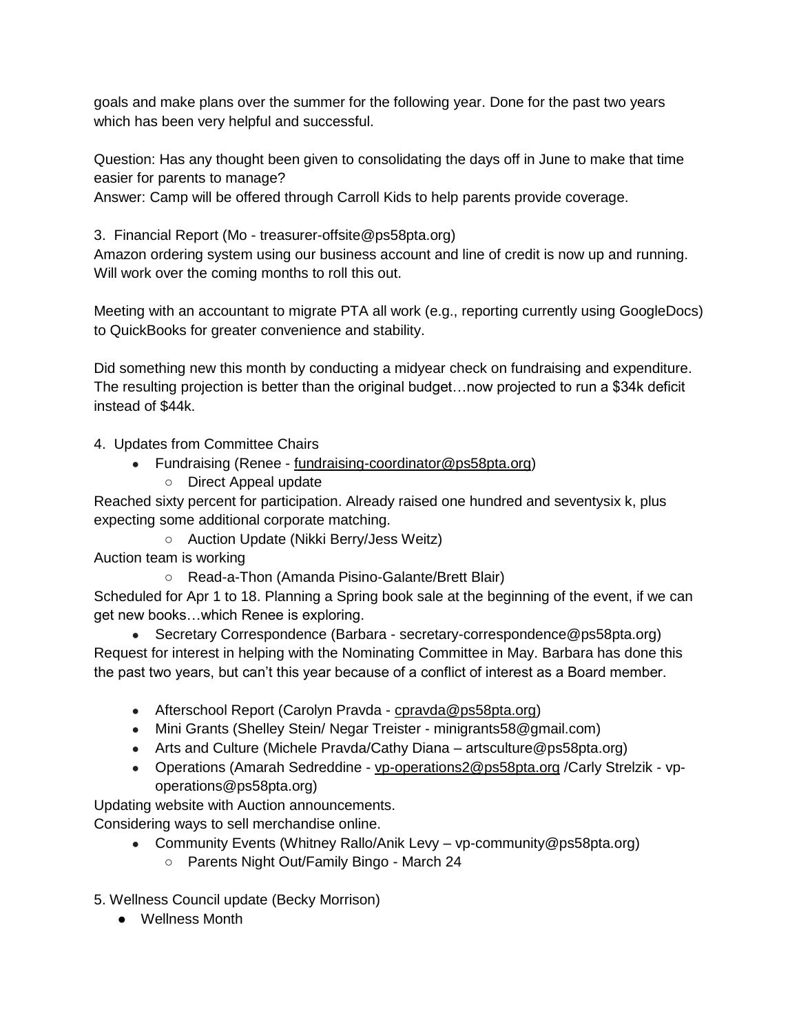goals and make plans over the summer for the following year. Done for the past two years which has been very helpful and successful.

Question: Has any thought been given to consolidating the days off in June to make that time easier for parents to manage?
Answer: Camp will be offered through Carroll Kids to help parents provide coverage.

3. Financial Report (Mo - treasurer-offsite@ps58pta.org)
Amazon ordering system using our business account and line of credit is now up and running. Will work over the coming months to roll this out.

Meeting with an accountant to migrate PTA all work (e.g., reporting currently using GoogleDocs) to QuickBooks for greater convenience and stability.

Did something new this month by conducting a midyear check on fundraising and expenditure. The resulting projection is better than the original budget…now projected to run a $34k deficit instead of $44k.

4. Updates from Committee Chairs

- Fundraising (Renee - fundraising-coordinator@ps58pta.org)
    - Direct Appeal update

Reached sixty percent for participation. Already raised one hundred and seventysix k, plus expecting some additional corporate matching.

- Auction Update (Nikki Berry/Jess Weitz)

Auction team is working

- Read-a-Thon (Amanda Pisino-Galante/Brett Blair)

Scheduled for Apr 1 to 18. Planning a Spring book sale at the beginning of the event, if we can get new books…which Renee is exploring.

- Secretary Correspondence (Barbara - secretary-correspondence@ps58pta.org)

Request for interest in helping with the Nominating Committee in May. Barbara has done this the past two years, but can't this year because of a conflict of interest as a Board member.

- Afterschool Report (Carolyn Pravda - cpravda@ps58pta.org)
- Mini Grants (Shelley Stein/ Negar Treister - minigrants58@gmail.com)
- Arts and Culture (Michele Pravda/Cathy Diana – artsculture@ps58pta.org)
- Operations (Amarah Sedreddine - vp-operations2@ps58pta.org /Carly Strelzik - vp-operations@ps58pta.org)

Updating website with Auction announcements.
Considering ways to sell merchandise online.

- Community Events (Whitney Rallo/Anik Levy – vp-community@ps58pta.org)
    - Parents Night Out/Family Bingo - March 24

5. Wellness Council update (Becky Morrison)

- Wellness Month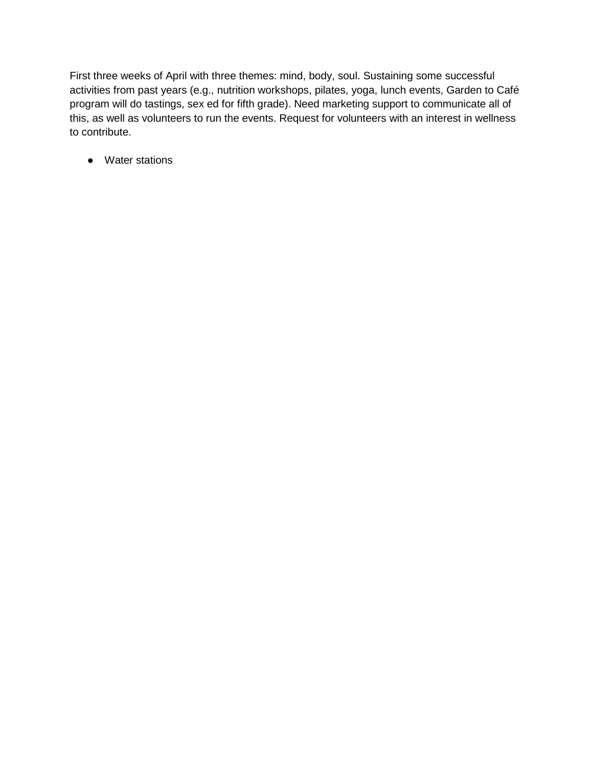First three weeks of April with three themes: mind, body, soul. Sustaining some successful activities from past years (e.g., nutrition workshops, pilates, yoga, lunch events, Garden to Café program will do tastings, sex ed for fifth grade). Need marketing support to communicate all of this, as well as volunteers to run the events. Request for volunteers with an interest in wellness to contribute.

- Water stations